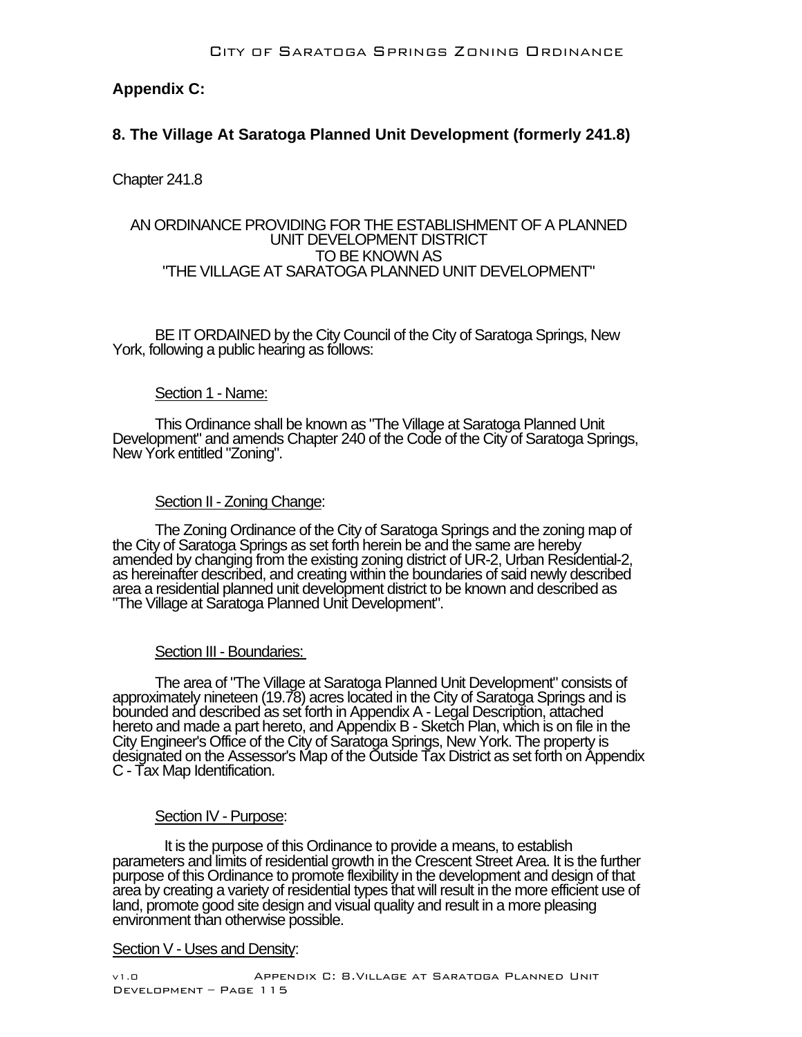## Appendix C:

## 8. The Village At Saratoga Planned Unit Development (formerly 241.8)

Chapter 241.8

AN ORDINANCE PROVIDING FOR THE ESTABLISHMENT OF A PLANNED UNIT DEVELOPMENT DISTRICT
TO BE KNOWN AS
"THE VILLAGE AT SARATOGA PLANNED UNIT DEVELOPMENT"

BE IT ORDAINED by the City Council of the City of Saratoga Springs, New York, following a public hearing as follows:

Section 1 - Name:

This Ordinance shall be known as "The Village at Saratoga Planned Unit Development" and amends Chapter 240 of the Code of the City of Saratoga Springs, New York entitled "Zoning".

Section II - Zoning Change:

The Zoning Ordinance of the City of Saratoga Springs and the zoning map of the City of Saratoga Springs as set forth herein be and the same are hereby amended by changing from the existing zoning district of UR-2, Urban Residential-2, as hereinafter described, and creating within the boundaries of said newly described area a residential planned unit development district to be known and described as "The Village at Saratoga Planned Unit Development".

Section III - Boundaries:

The area of "The Village at Saratoga Planned Unit Development" consists of approximately nineteen (19.78) acres located in the City of Saratoga Springs and is bounded and described as set forth in Appendix A - Legal Description, attached hereto and made a part hereto, and Appendix B - Sketch Plan, which is on file in the City Engineer's Office of the City of Saratoga Springs, New York. The property is designated on the Assessor's Map of the Outside Tax District as set forth on Appendix C - Tax Map Identification.

Section IV - Purpose:

It is the purpose of this Ordinance to provide a means, to establish parameters and limits of residential growth in the Crescent Street Area. It is the further purpose of this Ordinance to promote flexibility in the development and design of that area by creating a variety of residential types that will result in the more efficient use of land, promote good site design and visual quality and result in a more pleasing environment than otherwise possible.

Section V - Uses and Density: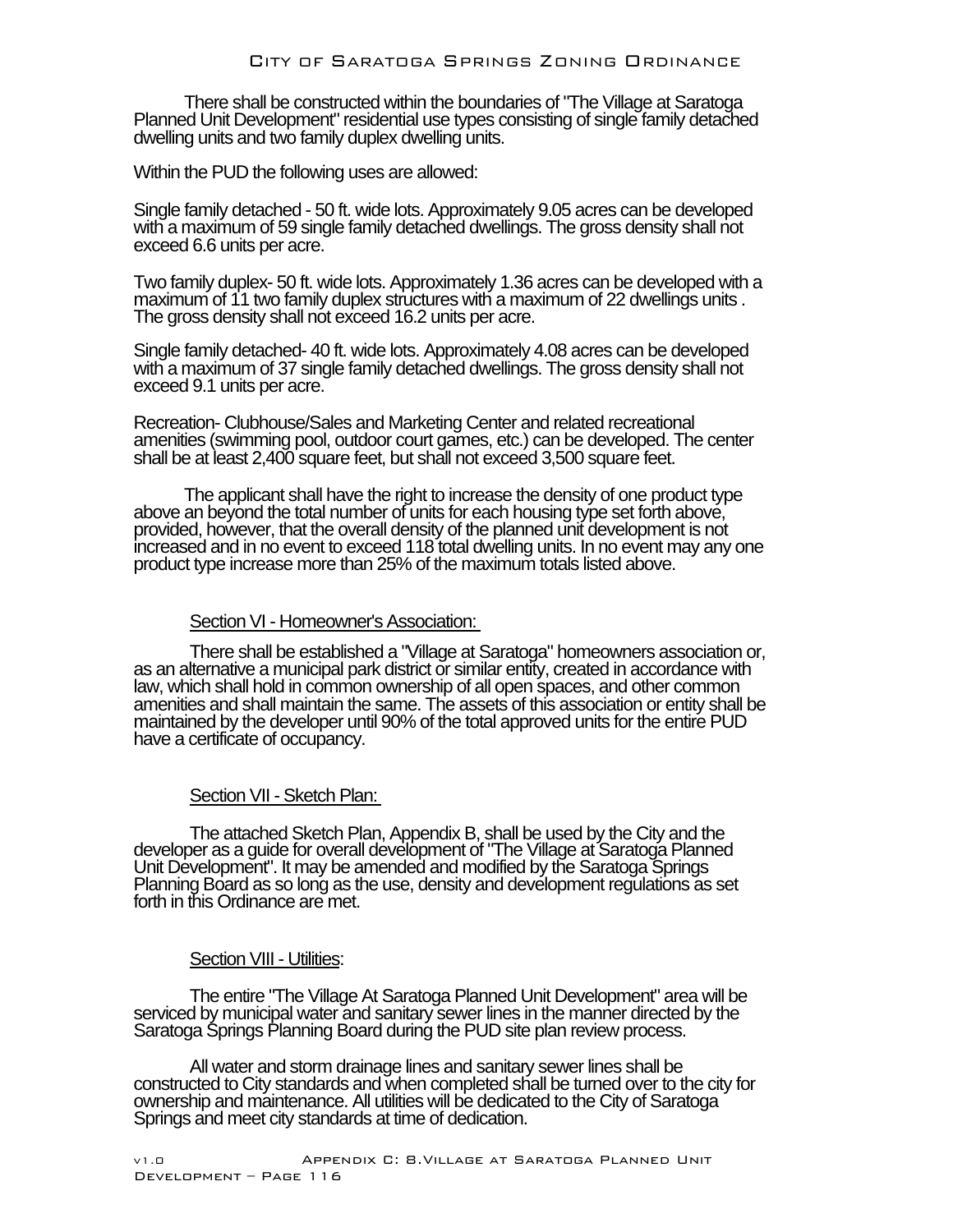There shall be constructed within the boundaries of "The Village at Saratoga Planned Unit Development" residential use types consisting of single family detached dwelling units and two family duplex dwelling units.

Within the PUD the following uses are allowed:

Single family detached - 50 ft. wide lots. Approximately 9.05 acres can be developed with a maximum of 59 single family detached dwellings. The gross density shall not exceed 6.6 units per acre.

Two family duplex- 50 ft. wide lots. Approximately 1.36 acres can be developed with a maximum of 11 two family duplex structures with a maximum of 22 dwellings units . The gross density shall not exceed 16.2 units per acre.

Single family detached- 40 ft. wide lots. Approximately 4.08 acres can be developed with a maximum of 37 single family detached dwellings. The gross density shall not exceed 9.1 units per acre.

Recreation- Clubhouse/Sales and Marketing Center and related recreational amenities (swimming pool, outdoor court games, etc.) can be developed. The center shall be at least 2,400 square feet, but shall not exceed 3,500 square feet.

The applicant shall have the right to increase the density of one product type above an beyond the total number of units for each housing type set forth above, provided, however, that the overall density of the planned unit development is not increased and in no event to exceed 118 total dwelling units. In no event may any one product type increase more than 25% of the maximum totals listed above.

## Section VI - Homeowner's Association:

There shall be established a "Village at Saratoga" homeowners association or, as an alternative a municipal park district or similar entity, created in accordance with law, which shall hold in common ownership of all open spaces, and other common amenities and shall maintain the same. The assets of this association or entity shall be maintained by the developer until 90% of the total approved units for the entire PUD have a certificate of occupancy.

## Section VII - Sketch Plan:

The attached Sketch Plan, Appendix B, shall be used by the City and the developer as a guide for overall development of "The Village at Saratoga Planned Unit Development". It may be amended and modified by the Saratoga Springs Planning Board as so long as the use, density and development regulations as set forth in this Ordinance are met.

## Section VIII - Utilities:

The entire "The Village At Saratoga Planned Unit Development" area will be serviced by municipal water and sanitary sewer lines in the manner directed by the Saratoga Springs Planning Board during the PUD site plan review process.

All water and storm drainage lines and sanitary sewer lines shall be constructed to City standards and when completed shall be turned over to the city for ownership and maintenance. All utilities will be dedicated to the City of Saratoga Springs and meet city standards at time of dedication.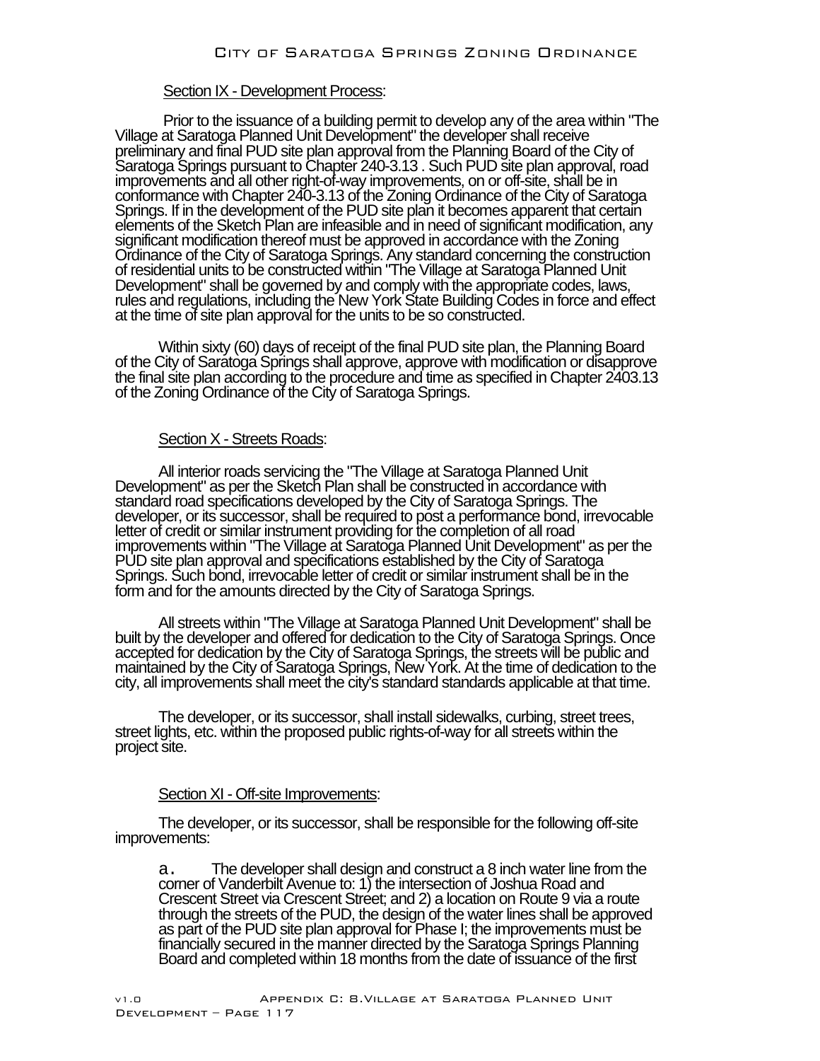Section IX - Development Process:

Prior to the issuance of a building permit to develop any of the area within "The Village at Saratoga Planned Unit Development" the developer shall receive preliminary and final PUD site plan approval from the Planning Board of the City of Saratoga Springs pursuant to Chapter 240-3.13 . Such PUD site plan approval, road improvements and all other right-of-way improvements, on or off-site, shall be in conformance with Chapter 240-3.13 of the Zoning Ordinance of the City of Saratoga Springs. If in the development of the PUD site plan it becomes apparent that certain elements of the Sketch Plan are infeasible and in need of significant modification, any significant modification thereof must be approved in accordance with the Zoning Ordinance of the City of Saratoga Springs. Any standard concerning the construction of residential units to be constructed within "The Village at Saratoga Planned Unit Development" shall be governed by and comply with the appropriate codes, laws, rules and regulations, including the New York State Building Codes in force and effect at the time of site plan approval for the units to be so constructed.

Within sixty (60) days of receipt of the final PUD site plan, the Planning Board of the City of Saratoga Springs shall approve, approve with modification or disapprove the final site plan according to the procedure and time as specified in Chapter 2403.13 of the Zoning Ordinance of the City of Saratoga Springs.

Section X - Streets Roads:

All interior roads servicing the "The Village at Saratoga Planned Unit Development" as per the Sketch Plan shall be constructed in accordance with standard road specifications developed by the City of Saratoga Springs. The developer, or its successor, shall be required to post a performance bond, irrevocable letter of credit or similar instrument providing for the completion of all road improvements within "The Village at Saratoga Planned Unit Development" as per the PUD site plan approval and specifications established by the City of Saratoga Springs. Such bond, irrevocable letter of credit or similar instrument shall be in the form and for the amounts directed by the City of Saratoga Springs.

All streets within "The Village at Saratoga Planned Unit Development" shall be built by the developer and offered for dedication to the City of Saratoga Springs. Once accepted for dedication by the City of Saratoga Springs, the streets will be public and maintained by the City of Saratoga Springs, New York. At the time of dedication to the city, all improvements shall meet the city's standard standards applicable at that time.

The developer, or its successor, shall install sidewalks, curbing, street trees, street lights, etc. within the proposed public rights-of-way for all streets within the project site.

Section XI - Off-site Improvements:

The developer, or its successor, shall be responsible for the following off-site improvements:

a. The developer shall design and construct a 8 inch water line from the corner of Vanderbilt Avenue to: 1) the intersection of Joshua Road and Crescent Street via Crescent Street; and 2) a location on Route 9 via a route through the streets of the PUD, the design of the water lines shall be approved as part of the PUD site plan approval for Phase I; the improvements must be financially secured in the manner directed by the Saratoga Springs Planning Board and completed within 18 months from the date of issuance of the first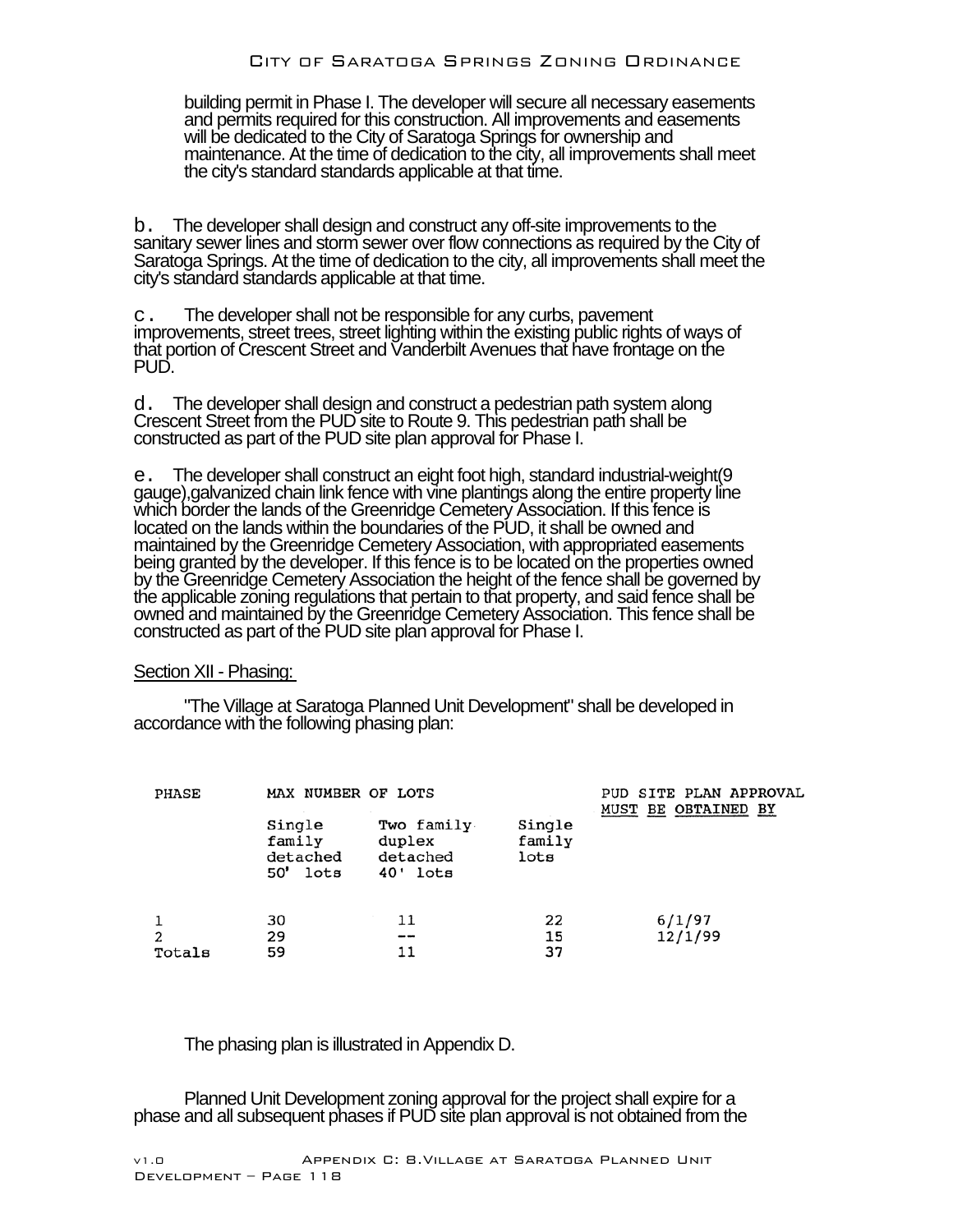building permit in Phase I. The developer will secure all necessary easements and permits required for this construction. All improvements and easements will be dedicated to the City of Saratoga Springs for ownership and maintenance. At the time of dedication to the city, all improvements shall meet the city's standard standards applicable at that time.

b. The developer shall design and construct any off-site improvements to the sanitary sewer lines and storm sewer over flow connections as required by the City of Saratoga Springs. At the time of dedication to the city, all improvements shall meet the city's standard standards applicable at that time.

c. The developer shall not be responsible for any curbs, pavement improvements, street trees, street lighting within the existing public rights of ways of that portion of Crescent Street and Vanderbilt Avenues that have frontage on the PUD.

d. The developer shall design and construct a pedestrian path system along Crescent Street from the PUD site to Route 9. This pedestrian path shall be constructed as part of the PUD site plan approval for Phase I.

e. The developer shall construct an eight foot high, standard industrial-weight(9 gauge),galvanized chain link fence with vine plantings along the entire property line which border the lands of the Greenridge Cemetery Association. If this fence is located on the lands within the boundaries of the PUD, it shall be owned and maintained by the Greenridge Cemetery Association, with appropriated easements being granted by the developer. If this fence is to be located on the properties owned by the Greenridge Cemetery Association the height of the fence shall be governed by the applicable zoning regulations that pertain to that property, and said fence shall be owned and maintained by the Greenridge Cemetery Association. This fence shall be constructed as part of the PUD site plan approval for Phase I.

Section XII - Phasing:

"The Village at Saratoga Planned Unit Development" shall be developed in accordance with the following phasing plan:

| PHASE | MAX NUMBER OF LOTS | | | PUD SITE PLAN APPROVAL MUST BE OBTAINED BY |
|---|---|---|---|---|
| | Single family detached 50' lots | Two family duplex detached 40' lots | Single family lots | |
| 1 | 30 | 11 | 22 | 6/1/97 |
| 2 | 29 | -- | 15 | 12/1/99 |
| Totals | 59 | 11 | 37 | |

The phasing plan is illustrated in Appendix D.

Planned Unit Development zoning approval for the project shall expire for a phase and all subsequent phases if PUD site plan approval is not obtained from the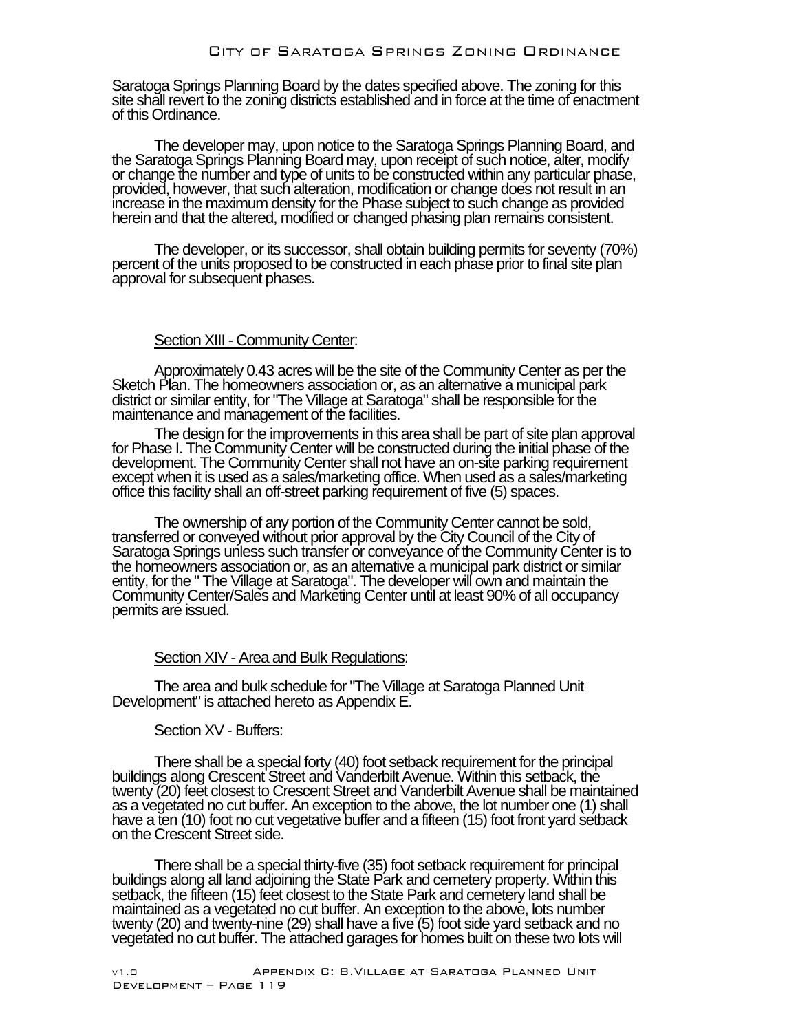Saratoga Springs Planning Board by the dates specified above. The zoning for this site shall revert to the zoning districts established and in force at the time of enactment of this Ordinance.

The developer may, upon notice to the Saratoga Springs Planning Board, and the Saratoga Springs Planning Board may, upon receipt of such notice, alter, modify or change the number and type of units to be constructed within any particular phase, provided, however, that such alteration, modification or change does not result in an increase in the maximum density for the Phase subject to such change as provided herein and that the altered, modified or changed phasing plan remains consistent.

The developer, or its successor, shall obtain building permits for seventy (70%) percent of the units proposed to be constructed in each phase prior to final site plan approval for subsequent phases.

Section XIII - Community Center:

Approximately 0.43 acres will be the site of the Community Center as per the Sketch Plan. The homeowners association or, as an alternative a municipal park district or similar entity, for "The Village at Saratoga" shall be responsible for the maintenance and management of the facilities.

The design for the improvements in this area shall be part of site plan approval for Phase I. The Community Center will be constructed during the initial phase of the development. The Community Center shall not have an on-site parking requirement except when it is used as a sales/marketing office. When used as a sales/marketing office this facility shall an off-street parking requirement of five (5) spaces.

The ownership of any portion of the Community Center cannot be sold, transferred or conveyed without prior approval by the City Council of the City of Saratoga Springs unless such transfer or conveyance of the Community Center is to the homeowners association or, as an alternative a municipal park district or similar entity, for the " The Village at Saratoga". The developer will own and maintain the Community Center/Sales and Marketing Center until at least 90% of all occupancy permits are issued.

Section XIV - Area and Bulk Regulations:

The area and bulk schedule for "The Village at Saratoga Planned Unit Development" is attached hereto as Appendix E.

Section XV - Buffers:

There shall be a special forty (40) foot setback requirement for the principal buildings along Crescent Street and Vanderbilt Avenue. Within this setback, the twenty (20) feet closest to Crescent Street and Vanderbilt Avenue shall be maintained as a vegetated no cut buffer. An exception to the above, the lot number one (1) shall have a ten (10) foot no cut vegetative buffer and a fifteen (15) foot front yard setback on the Crescent Street side.

There shall be a special thirty-five (35) foot setback requirement for principal buildings along all land adjoining the State Park and cemetery property. Within this setback, the fifteen (15) feet closest to the State Park and cemetery land shall be maintained as a vegetated no cut buffer. An exception to the above, lots number twenty (20) and twenty-nine (29) shall have a five (5) foot side yard setback and no vegetated no cut buffer. The attached garages for homes built on these two lots will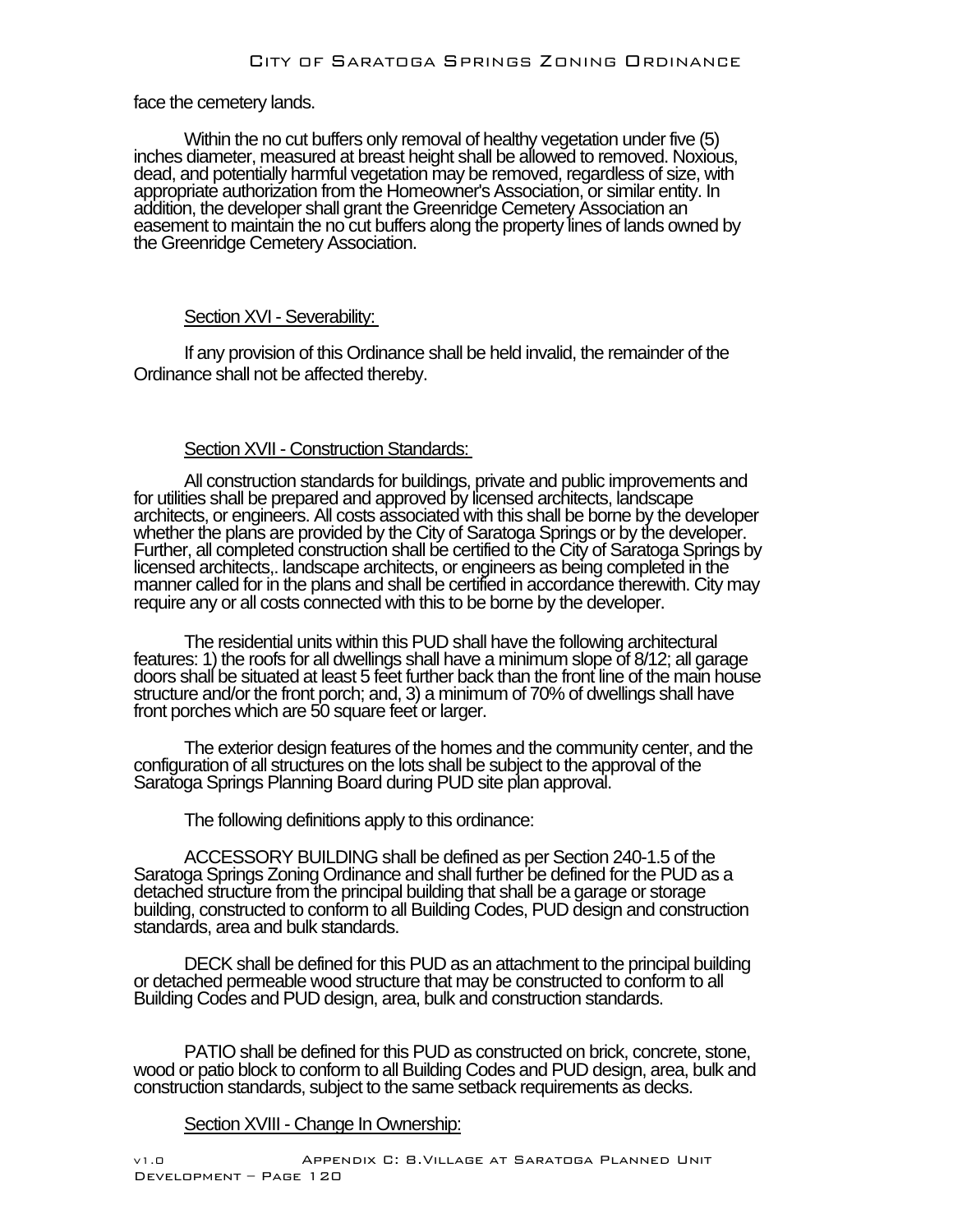face the cemetery lands.

Within the no cut buffers only removal of healthy vegetation under five (5) inches diameter, measured at breast height shall be allowed to removed. Noxious, dead, and potentially harmful vegetation may be removed, regardless of size, with appropriate authorization from the Homeowner's Association, or similar entity. In addition, the developer shall grant the Greenridge Cemetery Association an easement to maintain the no cut buffers along the property lines of lands owned by the Greenridge Cemetery Association.

Section XVI - Severability:

If any provision of this Ordinance shall be held invalid, the remainder of the Ordinance shall not be affected thereby.

Section XVII - Construction Standards:

All construction standards for buildings, private and public improvements and for utilities shall be prepared and approved by licensed architects, landscape architects, or engineers. All costs associated with this shall be borne by the developer whether the plans are provided by the City of Saratoga Springs or by the developer. Further, all completed construction shall be certified to the City of Saratoga Springs by licensed architects,. landscape architects, or engineers as being completed in the manner called for in the plans and shall be certified in accordance therewith. City may require any or all costs connected with this to be borne by the developer.

The residential units within this PUD shall have the following architectural features: 1) the roofs for all dwellings shall have a minimum slope of 8/12; all garage doors shall be situated at least 5 feet further back than the front line of the main house structure and/or the front porch; and, 3) a minimum of 70% of dwellings shall have front porches which are 50 square feet or larger.

The exterior design features of the homes and the community center, and the configuration of all structures on the lots shall be subject to the approval of the Saratoga Springs Planning Board during PUD site plan approval.

The following definitions apply to this ordinance:

ACCESSORY BUILDING shall be defined as per Section 240-1.5 of the Saratoga Springs Zoning Ordinance and shall further be defined for the PUD as a detached structure from the principal building that shall be a garage or storage building, constructed to conform to all Building Codes, PUD design and construction standards, area and bulk standards.

DECK shall be defined for this PUD as an attachment to the principal building or detached permeable wood structure that may be constructed to conform to all Building Codes and PUD design, area, bulk and construction standards.

PATIO shall be defined for this PUD as constructed on brick, concrete, stone, wood or patio block to conform to all Building Codes and PUD design, area, bulk and construction standards, subject to the same setback requirements as decks.

Section XVIII - Change In Ownership: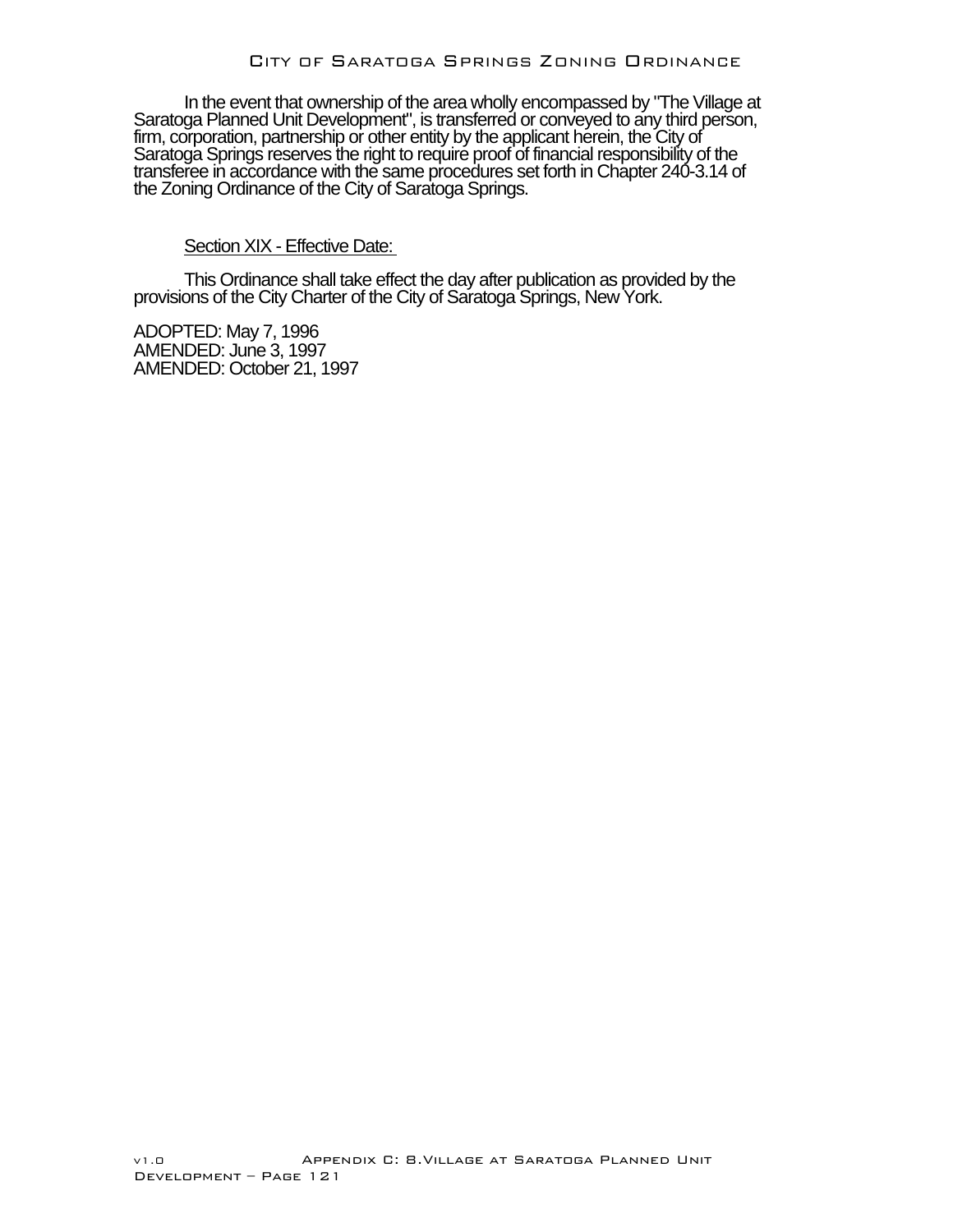In the event that ownership of the area wholly encompassed by "The Village at Saratoga Planned Unit Development", is transferred or conveyed to any third person, firm, corporation, partnership or other entity by the applicant herein, the City of Saratoga Springs reserves the right to require proof of financial responsibility of the transferee in accordance with the same procedures set forth in Chapter 240-3.14 of the Zoning Ordinance of the City of Saratoga Springs.

Section XIX - Effective Date:

This Ordinance shall take effect the day after publication as provided by the provisions of the City Charter of the City of Saratoga Springs, New York.

ADOPTED: May 7, 1996
AMENDED: June 3, 1997
AMENDED: October 21, 1997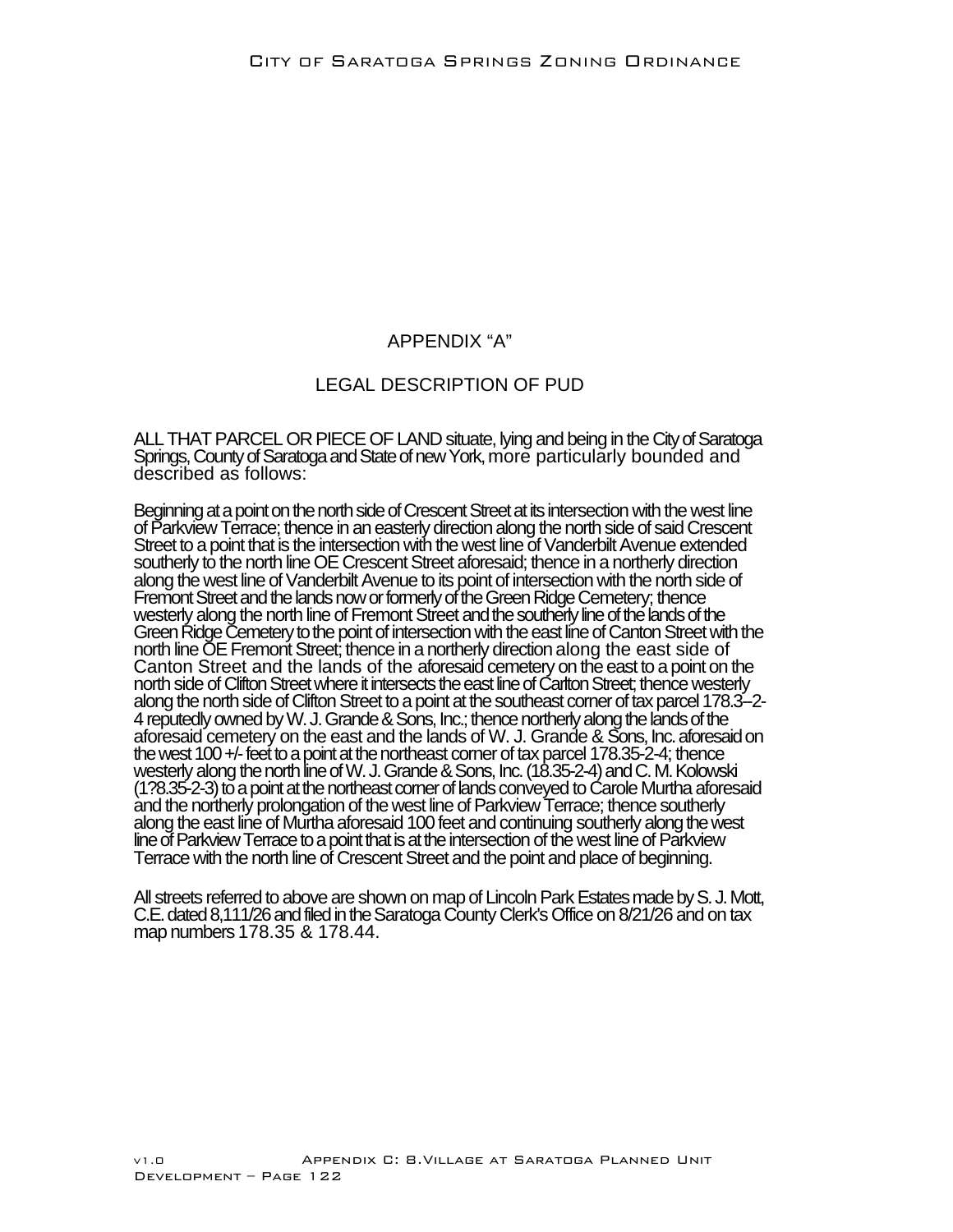# APPENDIX "A"

## LEGAL DESCRIPTION OF PUD

ALL THAT PARCEL OR PIECE OF LAND situate, lying and being in the City of Saratoga Springs, County of Saratoga and State of new York, more particularly bounded and described as follows:

Beginning at a point on the north side of Crescent Street at its intersection with the west line of Parkview Terrace; thence in an easterly direction along the north side of said Crescent Street to a point that is the intersection with the west line of Vanderbilt Avenue extended southerly to the north line OE Crescent Street aforesaid; thence in a northerly direction along the west line of Vanderbilt Avenue to its point of intersection with the north side of Fremont Street and the lands now or formerly of the Green Ridge Cemetery; thence westerly along the north line of Fremont Street and the southerly line of the lands of the Green Ridge Cemetery to the point of intersection with the east line of Canton Street with the north line OE Fremont Street; thence in a northerly direction along the east side of Canton Street and the lands of the aforesaid cemetery on the east to a point on the north side of Clifton Street where it intersects the east line of Carlton Street; thence westerly along the north side of Clifton Street to a point at the southeast corner of tax parcel 178.3–2-4 reputedly owned by W. J. Grande & Sons, Inc.; thence northerly along the lands of the aforesaid cemetery on the east and the lands of W. J. Grande & Sons, Inc. aforesaid on the west 100 +/- feet to a point at the northeast corner of tax parcel 178.35-2-4; thence westerly along the north line of W. J. Grande & Sons, Inc. (18.35-2-4) and C. M. Kolowski (1?8.35-2-3) to a point at the northeast corner of lands conveyed to Carole Murtha aforesaid and the northerly prolongation of the west line of Parkview Terrace; thence southerly along the east line of Murtha aforesaid 100 feet and continuing southerly along the west line of Parkview Terrace to a point that is at the intersection of the west line of Parkview Terrace with the north line of Crescent Street and the point and place of beginning.

All streets referred to above are shown on map of Lincoln Park Estates made by S. J. Mott, C.E. dated 8,111/26 and filed in the Saratoga County Clerk's Office on 8/21/26 and on tax map numbers 178.35 & 178.44.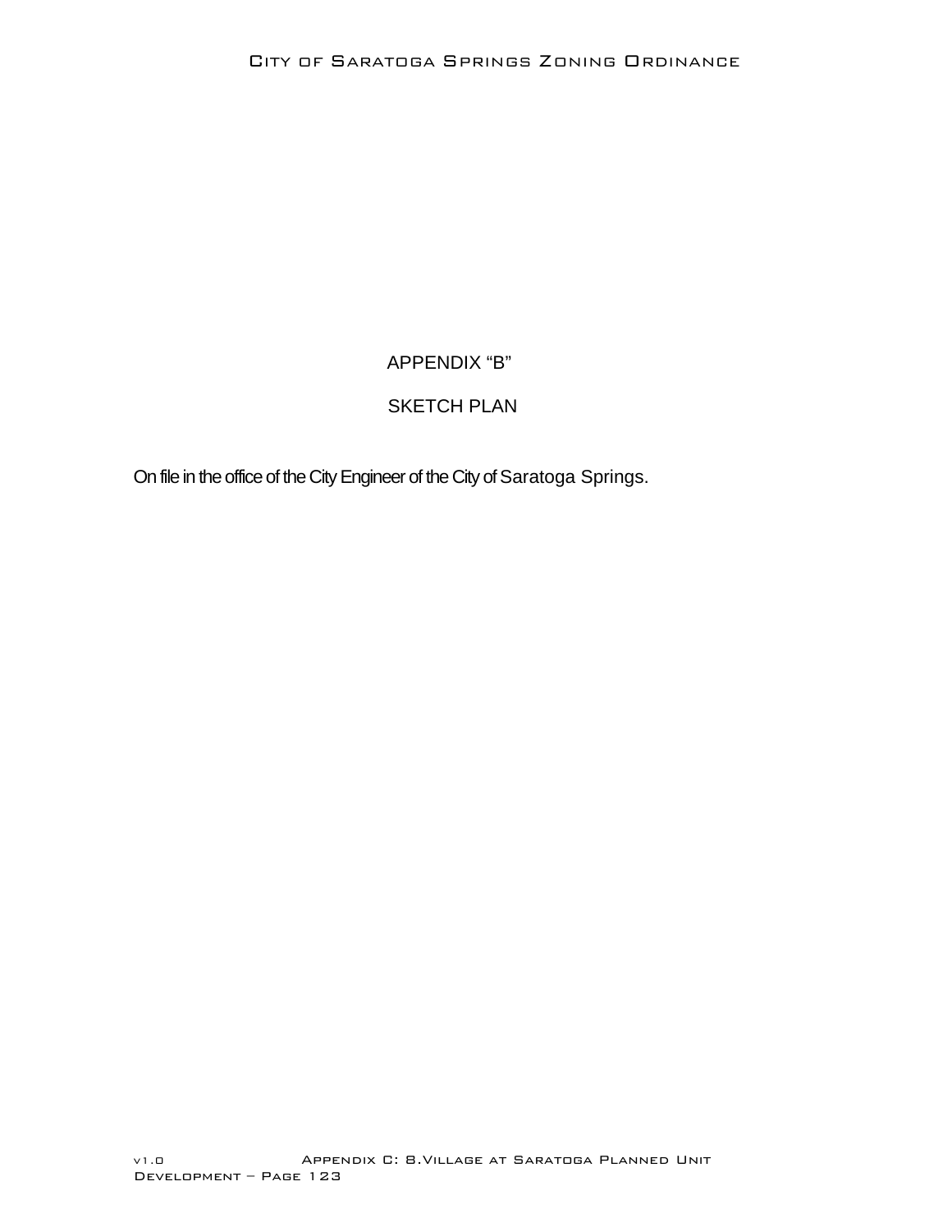# APPENDIX "B"

## SKETCH PLAN

On file in the office of the City Engineer of the City of Saratoga Springs.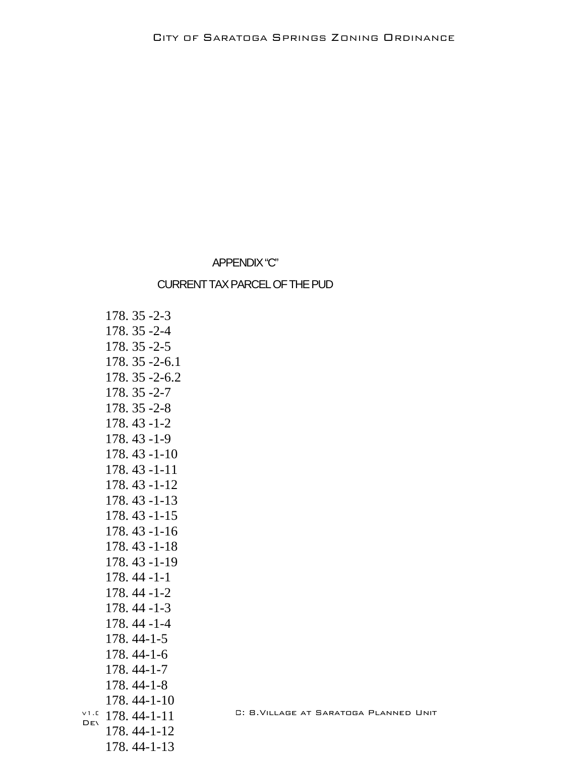APPENDIX "C"

CURRENT TAX PARCEL OF THE PUD

178. 35 -2-3
178. 35 -2-4
178. 35 -2-5
178. 35 -2-6.1
178. 35 -2-6.2
178. 35 -2-7
178. 35 -2-8
178. 43 -1-2
178. 43 -1-9
178. 43 -1-10
178. 43 -1-11
178. 43 -1-12
178. 43 -1-13
178. 43 -1-15
178. 43 -1-16
178. 43 -1-18
178. 43 -1-19
178. 44 -1-1
178. 44 -1-2
178. 44 -1-3
178. 44 -1-4
178. 44-1-5
178. 44-1-6
178. 44-1-7
178. 44-1-8
178. 44-1-10
178. 44-1-11
178. 44-1-12
178. 44-1-13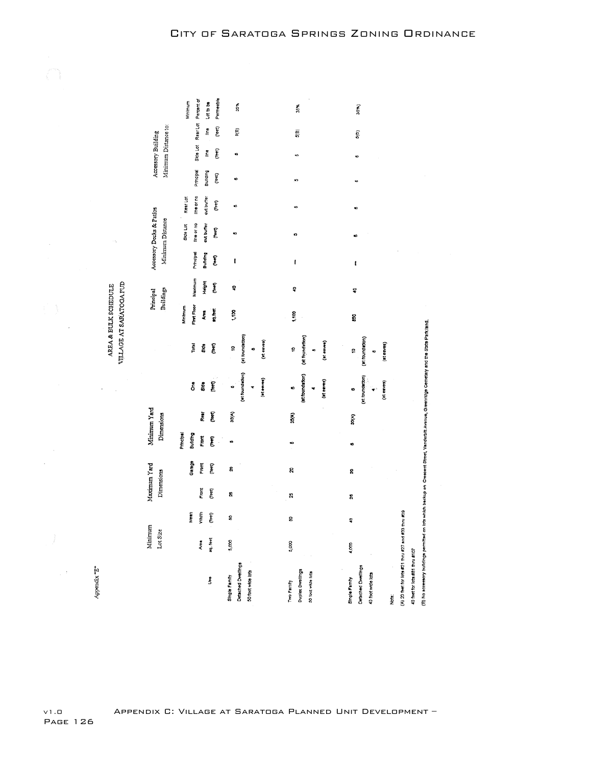Appendix "E"

# AREA & BULK SCHEDULE
## VILLAGE AT SARATOGA PUD

| Use | Minimum Lot Size | | Maximum Yard Dimensions | | Minimum Yard Dimensions | | | | Principal Buildings | | Accessory Decks & Patios Minimum Distance | | | Accessory Building Minimum Distance to: | | | Minimum Percent of Lot to be Permeable |
|---|---|---|---|---|---|---|---|---|---|---|---|---|---|---|---|---|---|
| | Area sq. feet | Mean Width (feet) | Front (feet) | Garage Front (feet) | Principal Building Front (feet) | Rear (feet) | One Side (feet) | Total Side (feet) | Minimum First Floor Area sq.feet | Maximum Height (feet) | Principal Building (feet) | Side Lot line or no cut buffer (feet) | Rear Lot line or no cut buffer (feet) | Principal Building (feet) | Side Lot line (feet) | Rear Lot line (feet) | |
| Single Family Detached Dwellings 50 foot wide lots | 5,000 | 50 | 25 | 20 | 5 | 35(A) | 6 (at foundation) 4 (at eaves) | 10 (at foundation) 8 (at eaves) | 1,100 | 40 | — | 5 | 5 | 5 | 5 | 5(B) | 35% |
| Two Family Duplex Dwellings 50 foot wide lots | 5,000 | 50 | 25 | 20 | 5 | 35(A) | 5 (at foundation) 4 (at eaves) | 10 (at foundation) 8 (at eaves) | 1,100 | 40 | — | 5 | 5 | 5 | 5 | 5(B) | 35% |
| Single Family Detached Dwellings 40 foot wide lots | 4,000 | 40 | 25 | 20 | 5 | 35(A) | 5 (at foundation) 4 (at eaves) | 10 (at foundation) 8 (at eaves) | 850 | 40 | — | 5 | 5 | 5 | 5 | 5(B) | 35% |

Note:

(A) 20 feet for lots #21 thru #27 and #33 thru #39

40 feet for lots #81 thru #107

(B) No accessory buildings permitted on lots which backup on Crescent Street, Vanderbilt Avenue, Greenridge Cemetary and the State Park land.

Appendix C: Village at Saratoga Planned Unit Development –